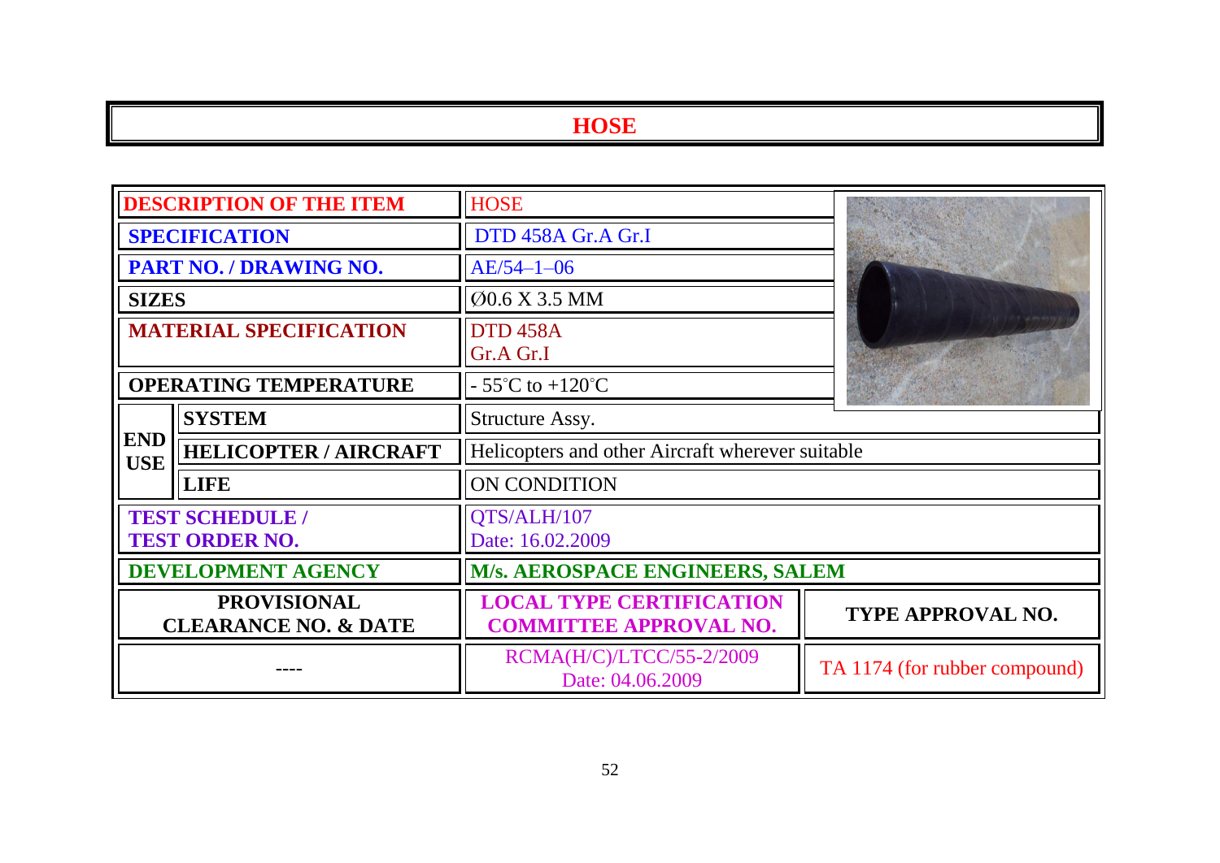# HOSE

| DESCRIPTION OF THE ITEM | | HOSE | |
|---|---|---|---|
| SPECIFICATION | | DTD 458A Gr.A Gr.I | |
| PART NO. / DRAWING NO. | | AE/54–1–06 | |
| SIZES | | Ø0.6 X 3.5 MM | |
| MATERIAL SPECIFICATION | | DTD 458A Gr.A Gr.I | |
| OPERATING TEMPERATURE | | - 55°C to +120°C | |
| END USE | SYSTEM | Structure Assy. | |
| | HELICOPTER / AIRCRAFT | Helicopters and other Aircraft wherever suitable | |
| | LIFE | ON CONDITION | |
| TEST SCHEDULE / TEST ORDER NO. | | QTS/ALH/107 Date: 16.02.2009 | |
| DEVELOPMENT AGENCY | | M/s. AEROSPACE ENGINEERS, SALEM | |
| PROVISIONAL CLEARANCE NO. & DATE | | LOCAL TYPE CERTIFICATION COMMITTEE APPROVAL NO. | TYPE APPROVAL NO. |
| ---- | | RCMA(H/C)/LTCC/55-2/2009 Date: 04.06.2009 | TA 1174 (for rubber compound) |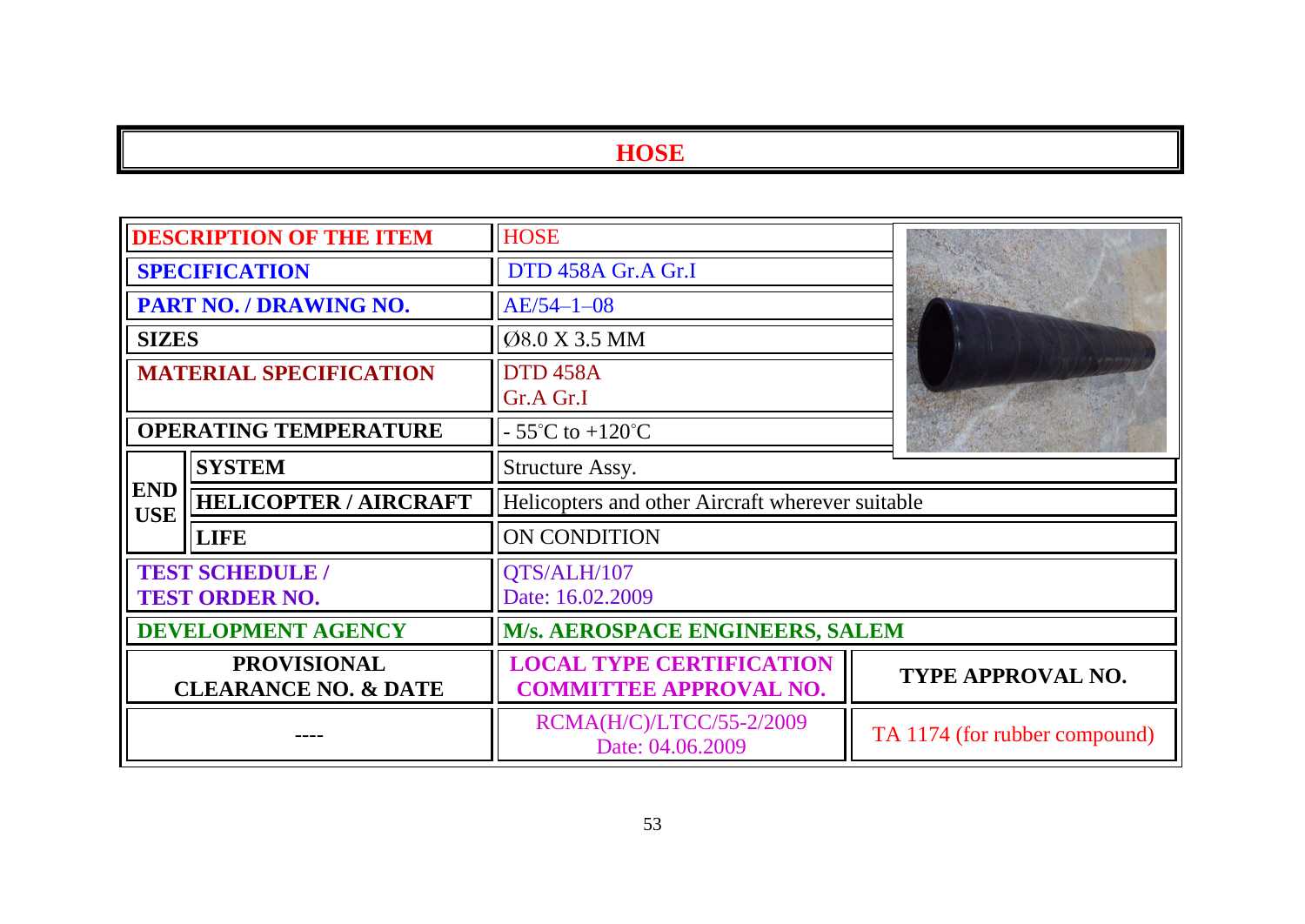# HOSE

| DESCRIPTION OF THE ITEM | | HOSE | |
|---|---|---|---|
| SPECIFICATION | | DTD 458A Gr.A Gr.I | |
| PART NO. / DRAWING NO. | | AE/54–1–08 | |
| SIZES | | Ø8.0 X 3.5 MM | |
| MATERIAL SPECIFICATION | | DTD 458A Gr.A Gr.I | |
| OPERATING TEMPERATURE | | - 55°C to +120°C | |
| END USE | SYSTEM | Structure Assy. | |
| | HELICOPTER / AIRCRAFT | Helicopters and other Aircraft wherever suitable | |
| | LIFE | ON CONDITION | |
| TEST SCHEDULE / TEST ORDER NO. | | QTS/ALH/107 Date: 16.02.2009 | |
| DEVELOPMENT AGENCY | | M/s. AEROSPACE ENGINEERS, SALEM | |
| PROVISIONAL CLEARANCE NO. & DATE | | LOCAL TYPE CERTIFICATION COMMITTEE APPROVAL NO. | TYPE APPROVAL NO. |
| ---- | | RCMA(H/C)/LTCC/55-2/2009 Date: 04.06.2009 | TA 1174 (for rubber compound) |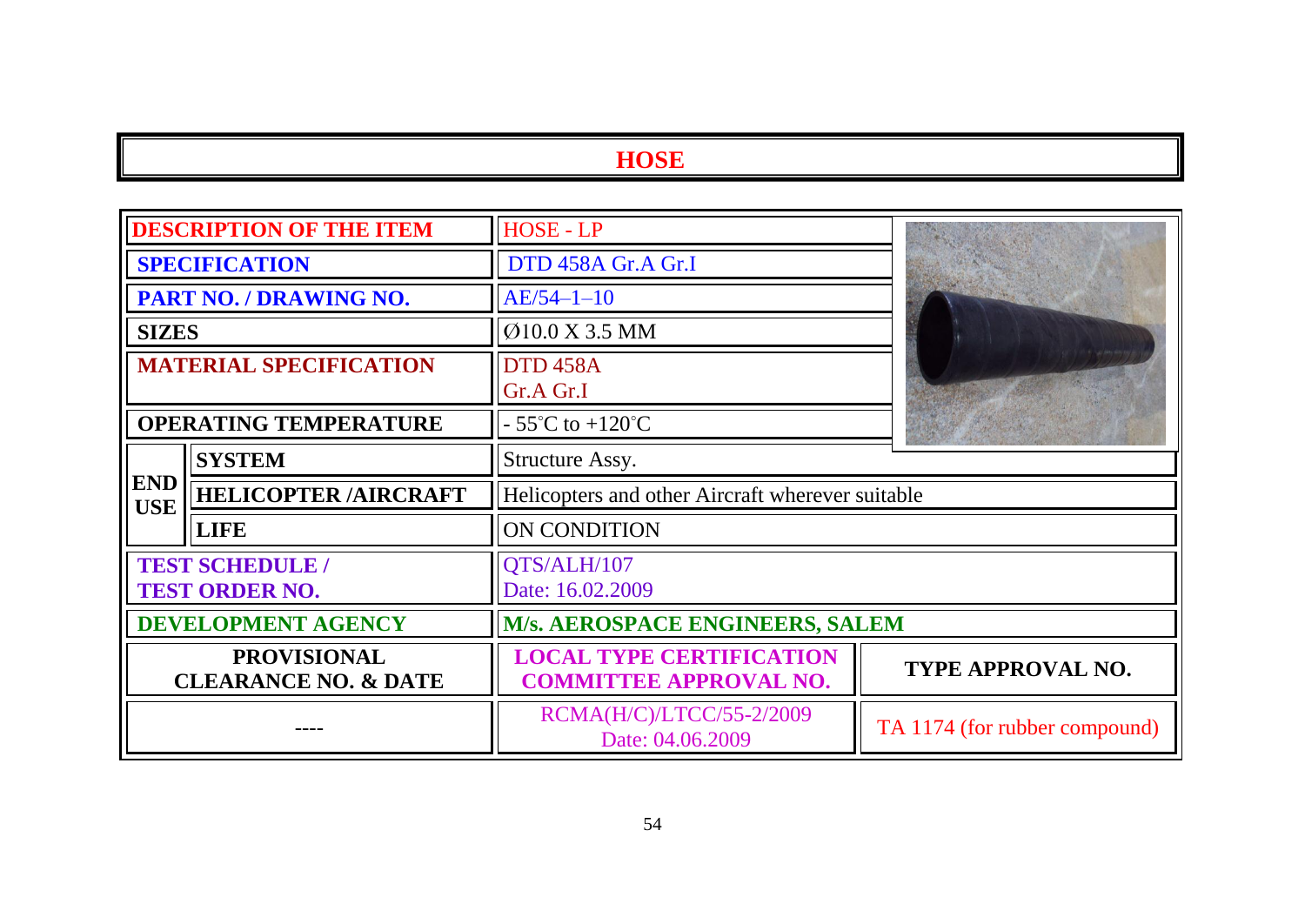# HOSE

| DESCRIPTION OF THE ITEM | | HOSE - LP |
|---|---|---|
| SPECIFICATION | | DTD 458A Gr.A Gr.I |
| PART NO. / DRAWING NO. | | AE/54–1–10 |
| SIZES | | Ø10.0 X 3.5 MM |
| MATERIAL SPECIFICATION | | DTD 458A Gr.A Gr.I |
| OPERATING TEMPERATURE | | - 55°C to +120°C |
| END USE | SYSTEM | Structure Assy. |
| | HELICOPTER /AIRCRAFT | Helicopters and other Aircraft wherever suitable |
| | LIFE | ON CONDITION |
| TEST SCHEDULE / TEST ORDER NO. | | QTS/ALH/107 Date: 16.02.2009 |
| DEVELOPMENT AGENCY | | M/s. AEROSPACE ENGINEERS, SALEM |

| PROVISIONAL CLEARANCE NO. & DATE | LOCAL TYPE CERTIFICATION COMMITTEE APPROVAL NO. | TYPE APPROVAL NO. |
|---|---|---|
| ---- | RCMA(H/C)/LTCC/55-2/2009 Date: 04.06.2009 | TA 1174 (for rubber compound) |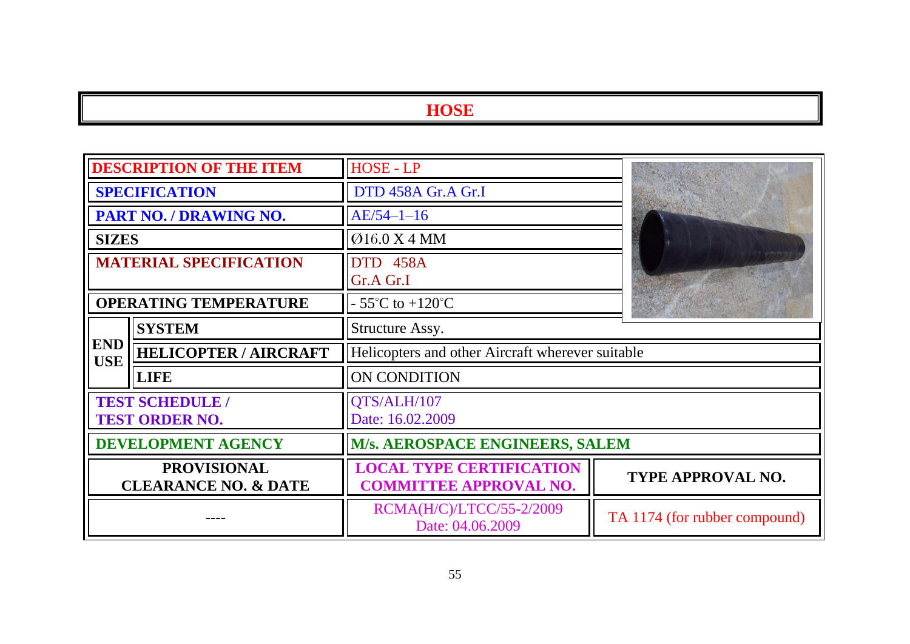# HOSE

| DESCRIPTION OF THE ITEM | | HOSE - LP | |
|---|---|---|---|
| SPECIFICATION | | DTD 458A Gr.A Gr.I | |
| PART NO. / DRAWING NO. | | AE/54–1–16 | |
| SIZES | | Ø16.0 X 4 MM | |
| MATERIAL SPECIFICATION | | DTD 458A Gr.A Gr.I | |
| OPERATING TEMPERATURE | | - 55°C to +120°C | |
| END USE | SYSTEM | Structure Assy. | |
| | HELICOPTER / AIRCRAFT | Helicopters and other Aircraft wherever suitable | |
| | LIFE | ON CONDITION | |
| TEST SCHEDULE / TEST ORDER NO. | | QTS/ALH/107 Date: 16.02.2009 | |
| DEVELOPMENT AGENCY | | M/s. AEROSPACE ENGINEERS, SALEM | |
| PROVISIONAL CLEARANCE NO. & DATE | | LOCAL TYPE CERTIFICATION COMMITTEE APPROVAL NO. | TYPE APPROVAL NO. |
| ---- | | RCMA(H/C)/LTCC/55-2/2009 Date: 04.06.2009 | TA 1174 (for rubber compound) |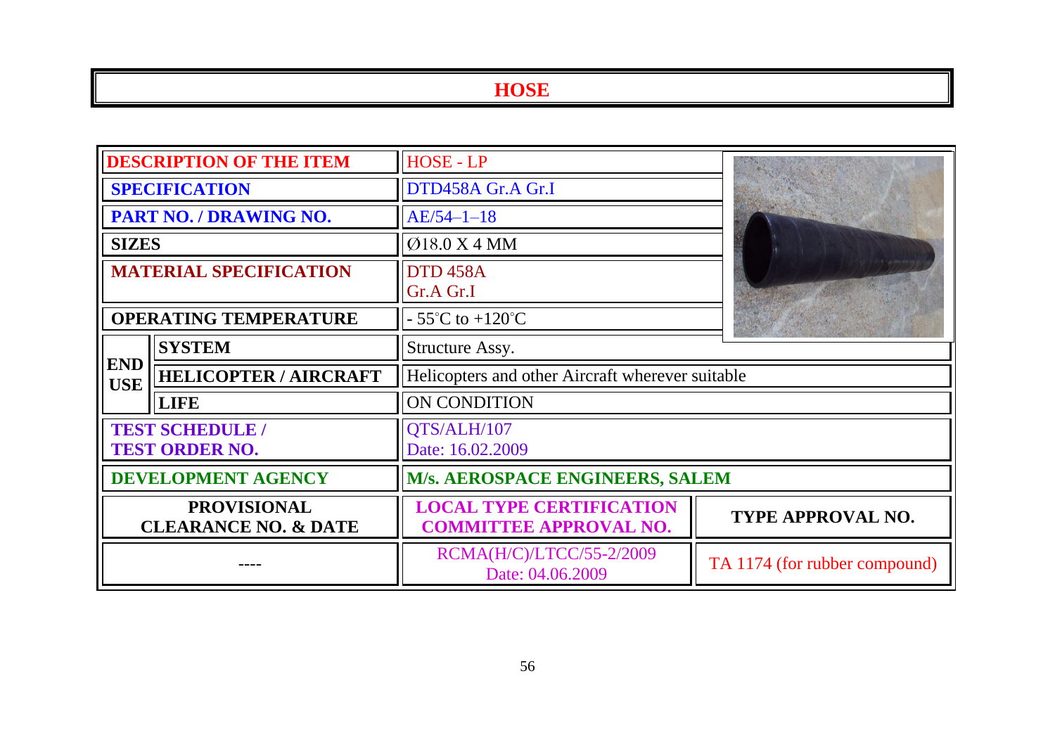# HOSE

| | | | |
|---|---|---|---|
| **DESCRIPTION OF THE ITEM** | | HOSE - LP | |
| **SPECIFICATION** | | DTD458A Gr.A Gr.I | |
| **PART NO. / DRAWING NO.** | | AE/54–1–18 | |
| **SIZES** | | Ø18.0 X 4 MM | |
| **MATERIAL SPECIFICATION** | | DTD 458A Gr.A Gr.I | |
| **OPERATING TEMPERATURE** | | - 55°C to +120°C | |
| **END USE** | **SYSTEM** | Structure Assy. | |
| | **HELICOPTER / AIRCRAFT** | Helicopters and other Aircraft wherever suitable | |
| | **LIFE** | ON CONDITION | |
| **TEST SCHEDULE / TEST ORDER NO.** | | QTS/ALH/107 Date: 16.02.2009 | |
| **DEVELOPMENT AGENCY** | | **M/s. AEROSPACE ENGINEERS, SALEM** | |
| **PROVISIONAL CLEARANCE NO. & DATE** | | **LOCAL TYPE CERTIFICATION COMMITTEE APPROVAL NO.** | **TYPE APPROVAL NO.** |
| ---- | | RCMA(H/C)/LTCC/55-2/2009 Date: 04.06.2009 | TA 1174 (for rubber compound) |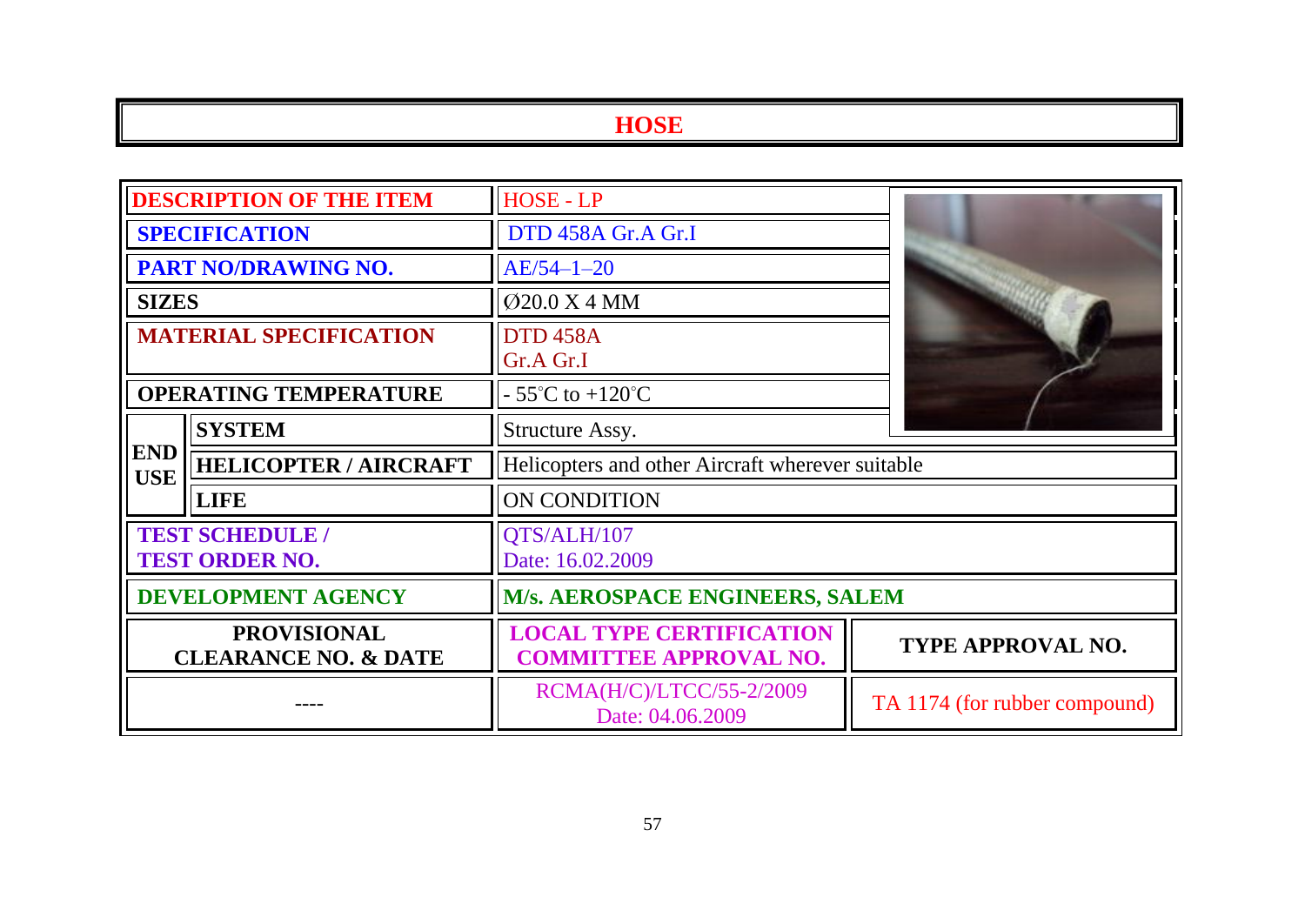# HOSE

| | | | |
|---|---|---|---|
| **DESCRIPTION OF THE ITEM** | | HOSE - LP | |
| **SPECIFICATION** | | DTD 458A Gr.A Gr.I | |
| **PART NO/DRAWING NO.** | | AE/54–1–20 | |
| **SIZES** | | Ø20.0 X 4 MM | |
| **MATERIAL SPECIFICATION** | | DTD 458A Gr.A Gr.I | |
| **OPERATING TEMPERATURE** | | - 55°C to +120°C | |
| **END USE** | **SYSTEM** | Structure Assy. | |
| | **HELICOPTER / AIRCRAFT** | Helicopters and other Aircraft wherever suitable | |
| | **LIFE** | ON CONDITION | |
| **TEST SCHEDULE / TEST ORDER NO.** | | QTS/ALH/107 Date: 16.02.2009 | |
| **DEVELOPMENT AGENCY** | | **M/s. AEROSPACE ENGINEERS, SALEM** | |
| **PROVISIONAL CLEARANCE NO. & DATE** | | **LOCAL TYPE CERTIFICATION COMMITTEE APPROVAL NO.** | **TYPE APPROVAL NO.** |
| ---- | | RCMA(H/C)/LTCC/55-2/2009 Date: 04.06.2009 | TA 1174 (for rubber compound) |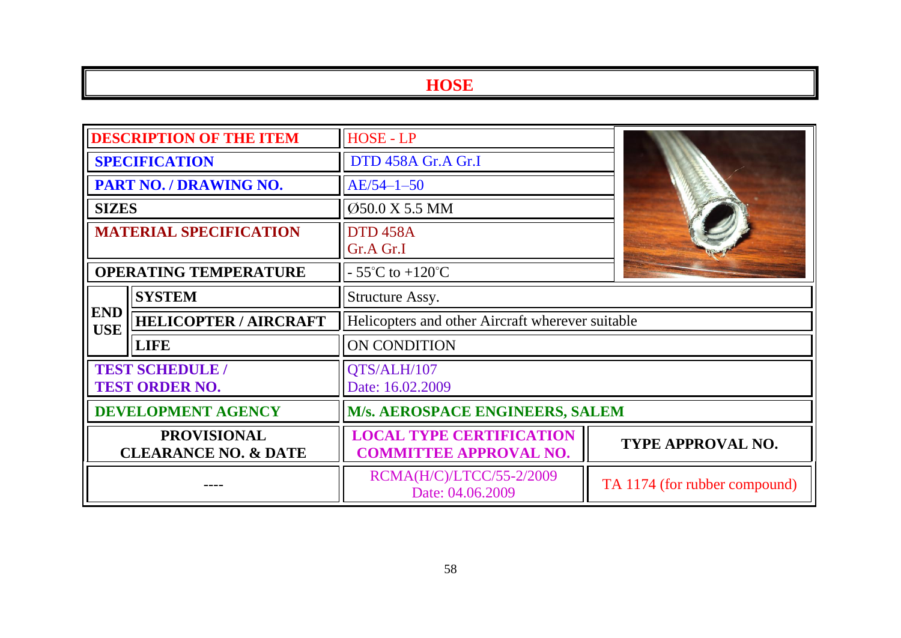# HOSE

| | | |
|---|---|---|
| **DESCRIPTION OF THE ITEM** | | HOSE - LP |
| **SPECIFICATION** | | DTD 458A Gr.A Gr.I |
| **PART NO. / DRAWING NO.** | | AE/54–1–50 |
| **SIZES** | | Ø50.0 X 5.5 MM |
| **MATERIAL SPECIFICATION** | | DTD 458A Gr.A Gr.I |
| **OPERATING TEMPERATURE** | | - 55°C to +120°C |
| **END USE** | **SYSTEM** | Structure Assy. |
| | **HELICOPTER / AIRCRAFT** | Helicopters and other Aircraft wherever suitable |
| | **LIFE** | ON CONDITION |
| **TEST SCHEDULE / TEST ORDER NO.** | | QTS/ALH/107 Date: 16.02.2009 |
| **DEVELOPMENT AGENCY** | | **M/s. AEROSPACE ENGINEERS, SALEM** |

| **PROVISIONAL CLEARANCE NO. & DATE** | **LOCAL TYPE CERTIFICATION COMMITTEE APPROVAL NO.** | **TYPE APPROVAL NO.** |
|---|---|---|
| ---- | RCMA(H/C)/LTCC/55-2/2009 Date: 04.06.2009 | TA 1174 (for rubber compound) |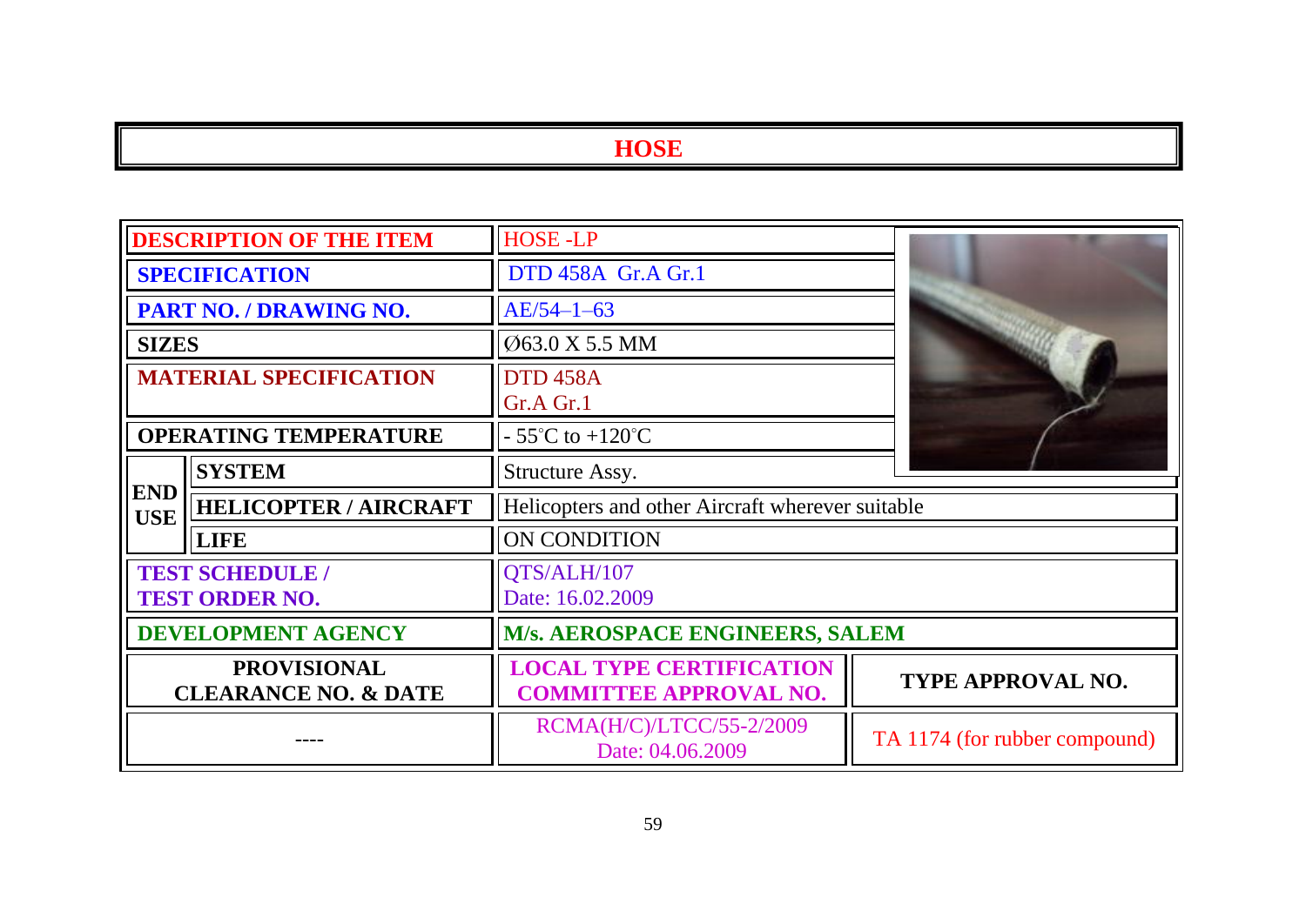# HOSE

| | | |
|---|---|---|
| **DESCRIPTION OF THE ITEM** | HOSE -LP | |
| **SPECIFICATION** | DTD 458A Gr.A Gr.1 | |
| **PART NO. / DRAWING NO.** | AE/54–1–63 | |
| **SIZES** | Ø63.0 X 5.5 MM | |
| **MATERIAL SPECIFICATION** | DTD 458A Gr.A Gr.1 | |
| **OPERATING TEMPERATURE** | - 55°C to +120°C | |
| **END USE** – **SYSTEM** | Structure Assy. | |
| **END USE** – **HELICOPTER / AIRCRAFT** | Helicopters and other Aircraft wherever suitable | |
| **END USE** – **LIFE** | ON CONDITION | |
| **TEST SCHEDULE / TEST ORDER NO.** | QTS/ALH/107 Date: 16.02.2009 | |
| **DEVELOPMENT AGENCY** | **M/s. AEROSPACE ENGINEERS, SALEM** | |
| **PROVISIONAL CLEARANCE NO. & DATE** | **LOCAL TYPE CERTIFICATION COMMITTEE APPROVAL NO.** | **TYPE APPROVAL NO.** |
| ---- | RCMA(H/C)/LTCC/55-2/2009 Date: 04.06.2009 | TA 1174 (for rubber compound) |